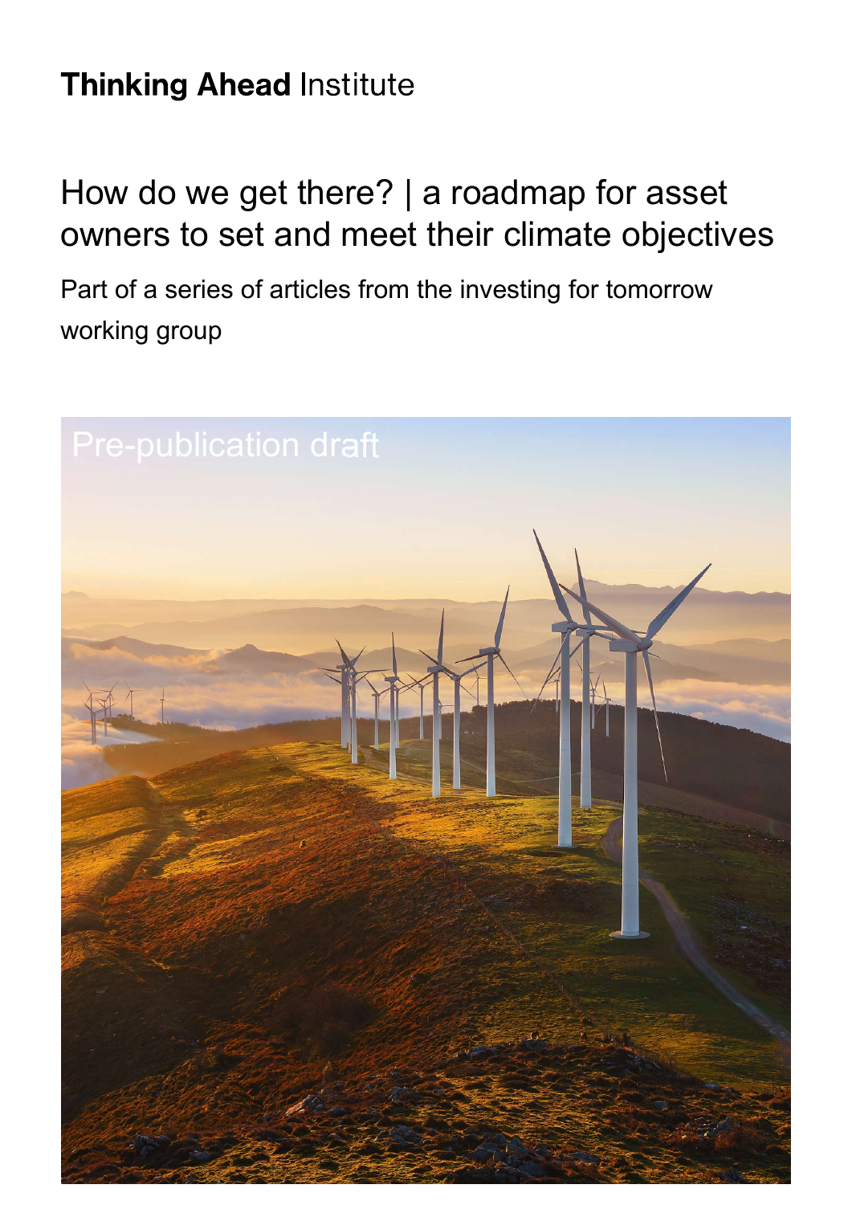**Thinking Ahead** Institute

# How do we get there? | a roadmap for asset owners to set and meet their climate objectives

Part of a series of articles from the investing for tomorrow working group

Pre-publication draft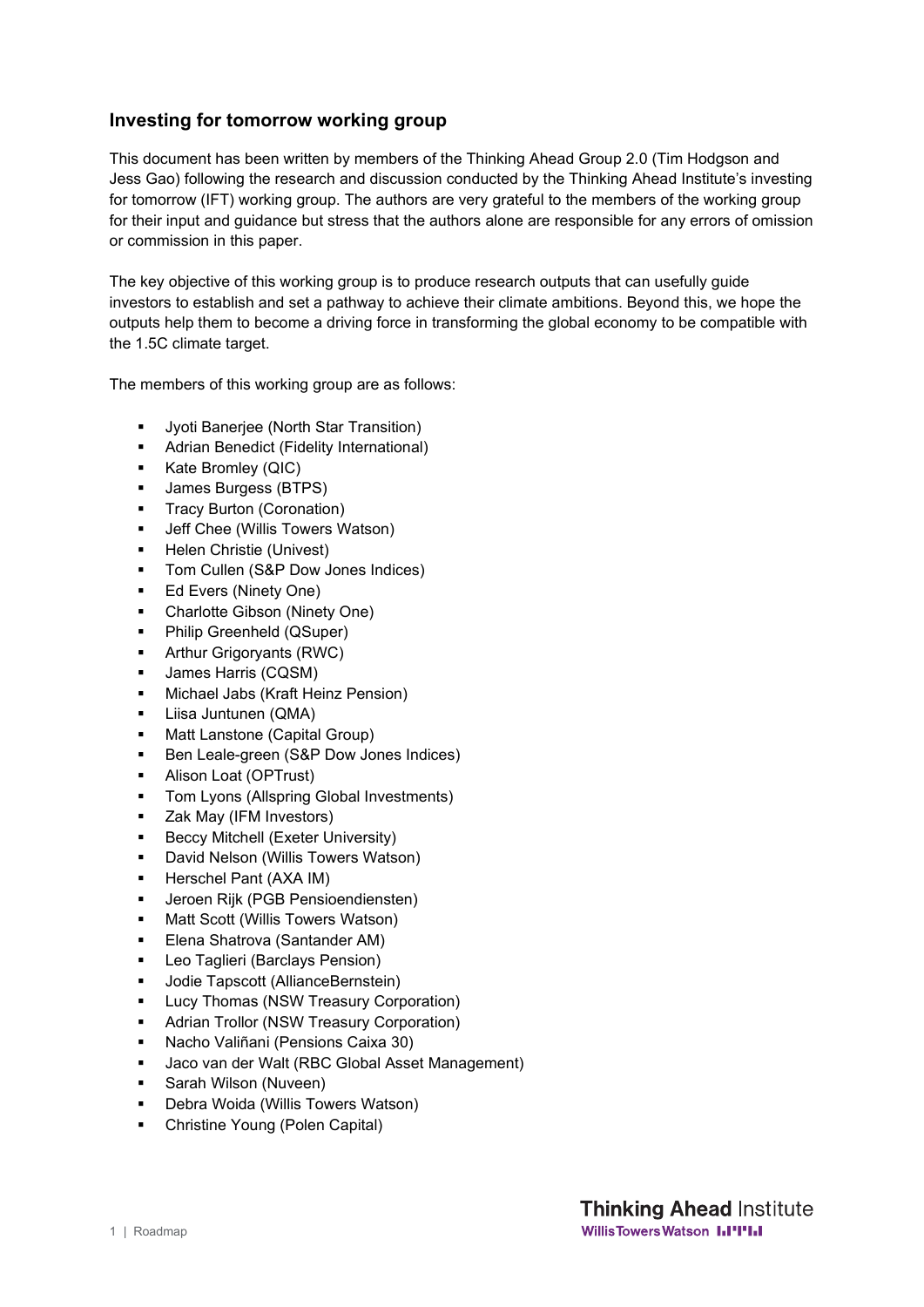## Investing for tomorrow working group

This document has been written by members of the Thinking Ahead Group 2.0 (Tim Hodgson and Jess Gao) following the research and discussion conducted by the Thinking Ahead Institute's investing for tomorrow (IFT) working group. The authors are very grateful to the members of the working group for their input and guidance but stress that the authors alone are responsible for any errors of omission or commission in this paper.

The key objective of this working group is to produce research outputs that can usefully guide investors to establish and set a pathway to achieve their climate ambitions. Beyond this, we hope the outputs help them to become a driving force in transforming the global economy to be compatible with the 1.5C climate target.

The members of this working group are as follows:

- Jyoti Banerjee (North Star Transition)
- Adrian Benedict (Fidelity International)
- Kate Bromley (QIC)
- James Burgess (BTPS)
- Tracy Burton (Coronation)
- Jeff Chee (Willis Towers Watson)
- Helen Christie (Univest)
- Tom Cullen (S&P Dow Jones Indices)
- Ed Evers (Ninety One)
- Charlotte Gibson (Ninety One)
- Philip Greenheld (QSuper)
- Arthur Grigoryants (RWC)
- James Harris (CQSM)
- Michael Jabs (Kraft Heinz Pension)
- Liisa Juntunen (QMA)
- Matt Lanstone (Capital Group)
- Ben Leale-green (S&P Dow Jones Indices)
- Alison Loat (OPTrust)
- Tom Lyons (Allspring Global Investments)
- Zak May (IFM Investors)
- Beccy Mitchell (Exeter University)
- David Nelson (Willis Towers Watson)
- Herschel Pant (AXA IM)
- Jeroen Rijk (PGB Pensioendiensten)
- Matt Scott (Willis Towers Watson)
- Elena Shatrova (Santander AM)
- Leo Taglieri (Barclays Pension)
- Jodie Tapscott (AllianceBernstein)
- Lucy Thomas (NSW Treasury Corporation)
- Adrian Trollor (NSW Treasury Corporation)
- Nacho Valiñani (Pensions Caixa 30)
- Jaco van der Walt (RBC Global Asset Management)
- Sarah Wilson (Nuveen)
- Debra Woida (Willis Towers Watson)
- Christine Young (Polen Capital)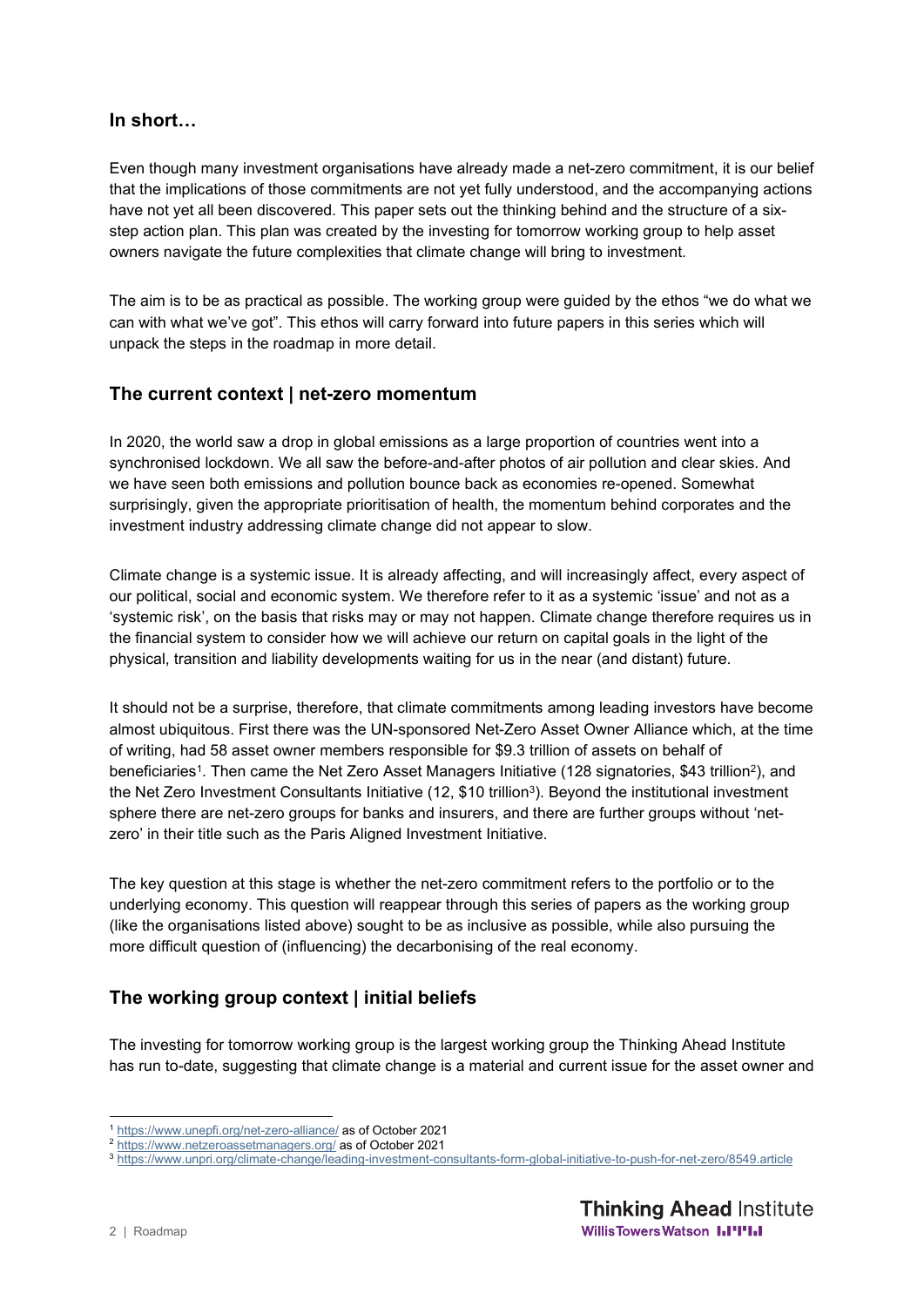## In short…

Even though many investment organisations have already made a net-zero commitment, it is our belief that the implications of those commitments are not yet fully understood, and the accompanying actions have not yet all been discovered. This paper sets out the thinking behind and the structure of a six-step action plan. This plan was created by the investing for tomorrow working group to help asset owners navigate the future complexities that climate change will bring to investment.

The aim is to be as practical as possible. The working group were guided by the ethos "we do what we can with what we've got". This ethos will carry forward into future papers in this series which will unpack the steps in the roadmap in more detail.

## The current context | net-zero momentum

In 2020, the world saw a drop in global emissions as a large proportion of countries went into a synchronised lockdown. We all saw the before-and-after photos of air pollution and clear skies. And we have seen both emissions and pollution bounce back as economies re-opened. Somewhat surprisingly, given the appropriate prioritisation of health, the momentum behind corporates and the investment industry addressing climate change did not appear to slow.

Climate change is a systemic issue. It is already affecting, and will increasingly affect, every aspect of our political, social and economic system. We therefore refer to it as a systemic 'issue' and not as a 'systemic risk', on the basis that risks may or may not happen. Climate change therefore requires us in the financial system to consider how we will achieve our return on capital goals in the light of the physical, transition and liability developments waiting for us in the near (and distant) future.

It should not be a surprise, therefore, that climate commitments among leading investors have become almost ubiquitous. First there was the UN-sponsored Net-Zero Asset Owner Alliance which, at the time of writing, had 58 asset owner members responsible for $9.3 trillion of assets on behalf of beneficiaries[1]. Then came the Net Zero Asset Managers Initiative (128 signatories, $43 trillion[2]), and the Net Zero Investment Consultants Initiative (12, $10 trillion[3]). Beyond the institutional investment sphere there are net-zero groups for banks and insurers, and there are further groups without 'net-zero' in their title such as the Paris Aligned Investment Initiative.

The key question at this stage is whether the net-zero commitment refers to the portfolio or to the underlying economy. This question will reappear through this series of papers as the working group (like the organisations listed above) sought to be as inclusive as possible, while also pursuing the more difficult question of (influencing) the decarbonising of the real economy.

## The working group context | initial beliefs

The investing for tomorrow working group is the largest working group the Thinking Ahead Institute has run to-date, suggesting that climate change is a material and current issue for the asset owner and

[1] https://www.unepfi.org/net-zero-alliance/ as of October 2021
[2] https://www.netzeroassetmanagers.org/ as of October 2021
[3] https://www.unpri.org/climate-change/leading-investment-consultants-form-global-initiative-to-push-for-net-zero/8549.article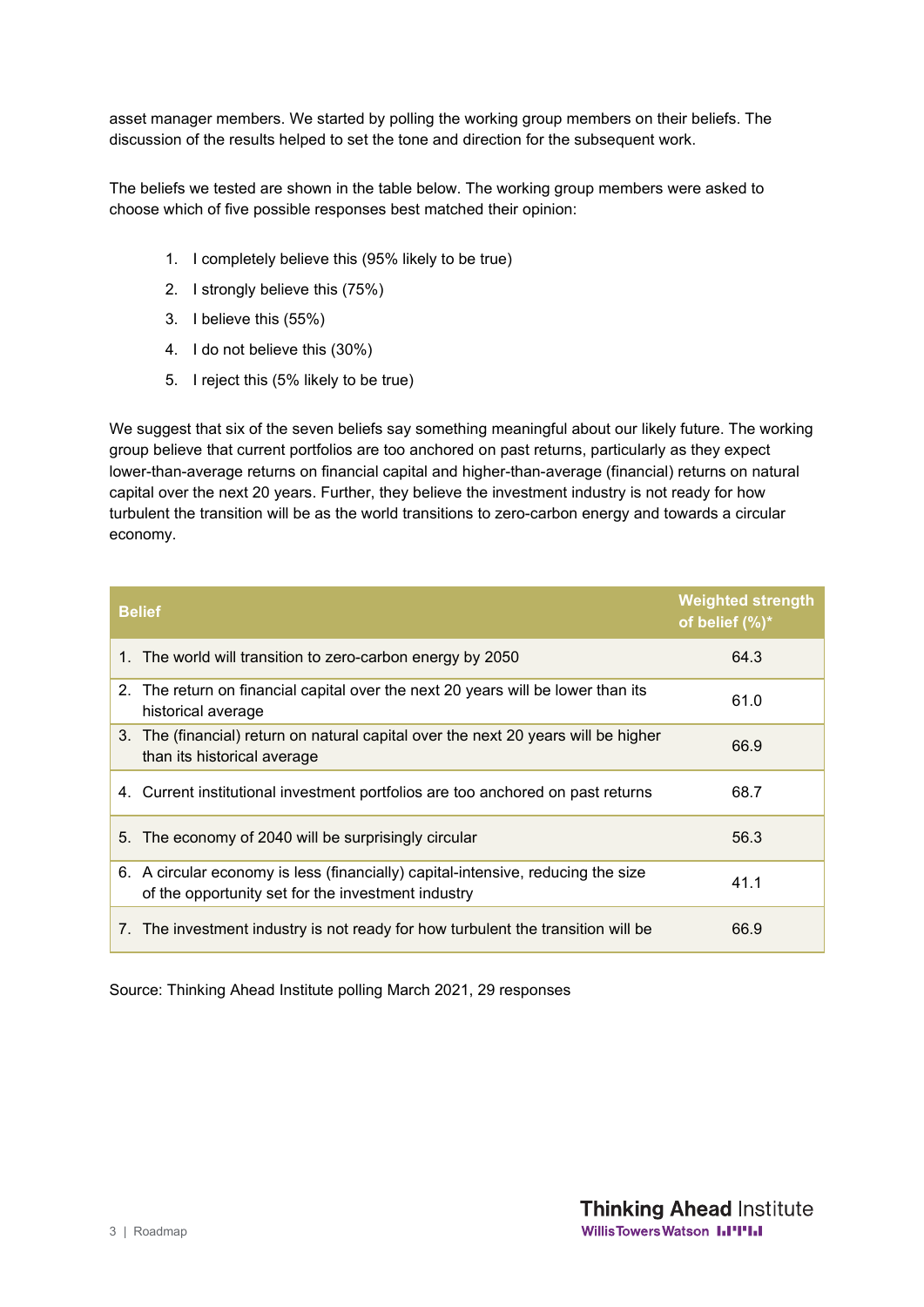asset manager members. We started by polling the working group members on their beliefs. The discussion of the results helped to set the tone and direction for the subsequent work.

The beliefs we tested are shown in the table below. The working group members were asked to choose which of five possible responses best matched their opinion:

1. I completely believe this (95% likely to be true)
2. I strongly believe this (75%)
3. I believe this (55%)
4. I do not believe this (30%)
5. I reject this (5% likely to be true)

We suggest that six of the seven beliefs say something meaningful about our likely future. The working group believe that current portfolios are too anchored on past returns, particularly as they expect lower-than-average returns on financial capital and higher-than-average (financial) returns on natural capital over the next 20 years. Further, they believe the investment industry is not ready for how turbulent the transition will be as the world transitions to zero-carbon energy and towards a circular economy.

| Belief | Weighted strength of belief (%)* |
|---|---|
| 1. The world will transition to zero-carbon energy by 2050 | 64.3 |
| 2. The return on financial capital over the next 20 years will be lower than its historical average | 61.0 |
| 3. The (financial) return on natural capital over the next 20 years will be higher than its historical average | 66.9 |
| 4. Current institutional investment portfolios are too anchored on past returns | 68.7 |
| 5. The economy of 2040 will be surprisingly circular | 56.3 |
| 6. A circular economy is less (financially) capital-intensive, reducing the size of the opportunity set for the investment industry | 41.1 |
| 7. The investment industry is not ready for how turbulent the transition will be | 66.9 |

Source: Thinking Ahead Institute polling March 2021, 29 responses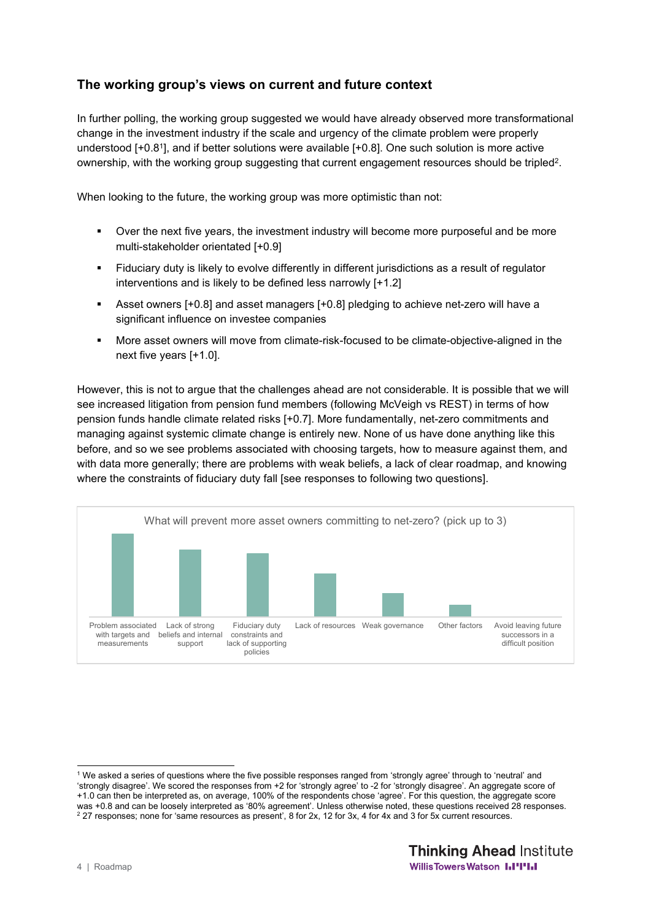## The working group's views on current and future context

In further polling, the working group suggested we would have already observed more transformational change in the investment industry if the scale and urgency of the climate problem were properly understood [+0.8[1]], and if better solutions were available [+0.8]. One such solution is more active ownership, with the working group suggesting that current engagement resources should be tripled[2].

When looking to the future, the working group was more optimistic than not:

- Over the next five years, the investment industry will become more purposeful and be more multi-stakeholder orientated [+0.9]
- Fiduciary duty is likely to evolve differently in different jurisdictions as a result of regulator interventions and is likely to be defined less narrowly [+1.2]
- Asset owners [+0.8] and asset managers [+0.8] pledging to achieve net-zero will have a significant influence on investee companies
- More asset owners will move from climate-risk-focused to be climate-objective-aligned in the next five years [+1.0].

However, this is not to argue that the challenges ahead are not considerable. It is possible that we will see increased litigation from pension fund members (following McVeigh vs REST) in terms of how pension funds handle climate related risks [+0.7]. More fundamentally, net-zero commitments and managing against systemic climate change is entirely new. None of us have done anything like this before, and so we see problems associated with choosing targets, how to measure against them, and with data more generally; there are problems with weak beliefs, a lack of clear roadmap, and knowing where the constraints of fiduciary duty fall [see responses to following two questions].

What will prevent more asset owners committing to net-zero? (pick up to 3)

- Problem associated with targets and measurements
- Lack of strong beliefs and internal support
- Fiduciary duty constraints and lack of supporting policies
- Lack of resources
- Weak governance
- Other factors
- Avoid leaving future successors in a difficult position

[1] We asked a series of questions where the five possible responses ranged from 'strongly agree' through to 'neutral' and 'strongly disagree'. We scored the responses from +2 for 'strongly agree' to -2 for 'strongly disagree'. An aggregate score of +1.0 can then be interpreted as, on average, 100% of the respondents chose 'agree'. For this question, the aggregate score was +0.8 and can be loosely interpreted as '80% agreement'. Unless otherwise noted, these questions received 28 responses.

[2] 27 responses; none for 'same resources as present', 8 for 2x, 12 for 3x, 4 for 4x and 3 for 5x current resources.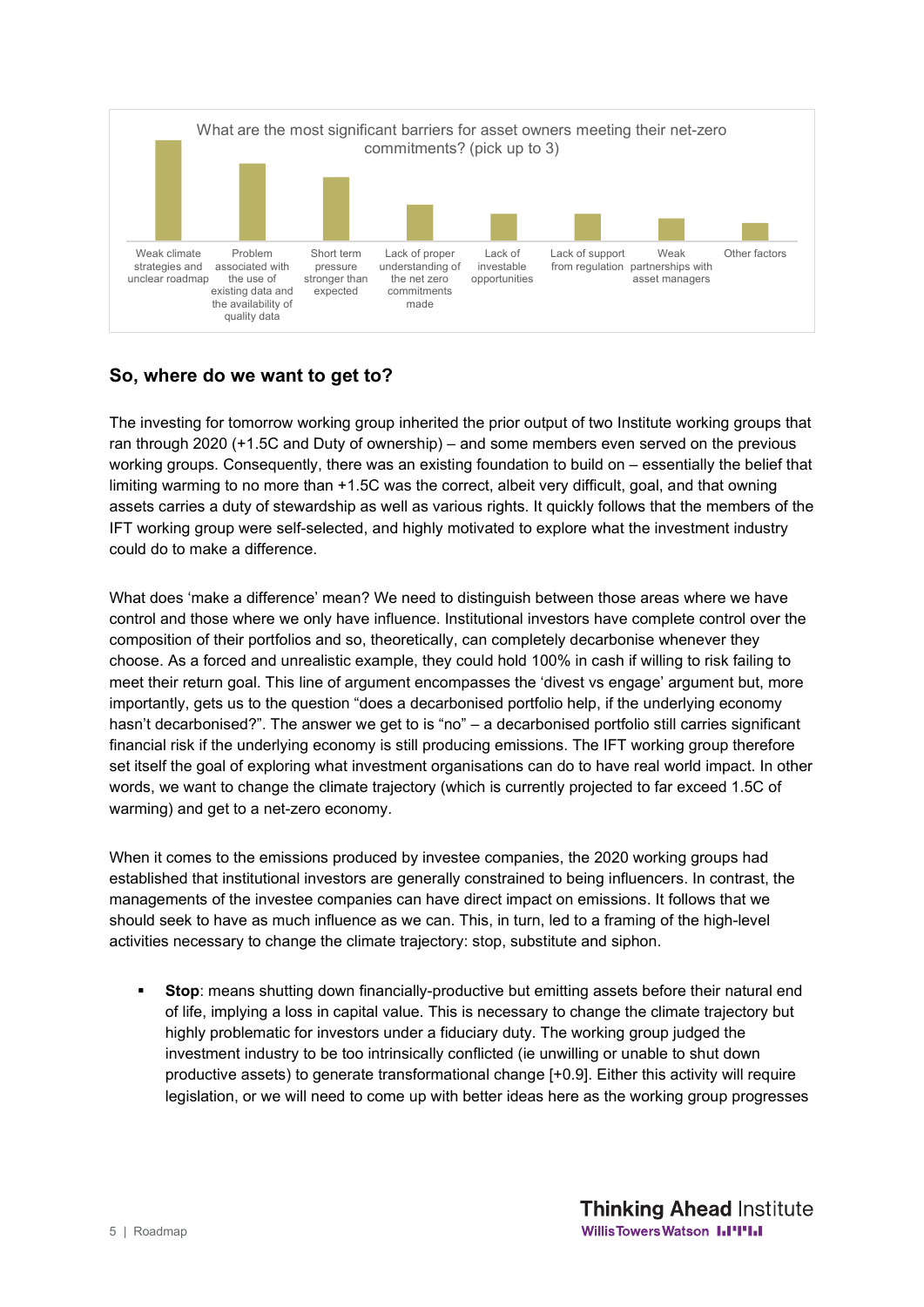What are the most significant barriers for asset owners meeting their net-zero commitments? (pick up to 3)

Weak climate strategies and unclear roadmap | Problem associated with the use of existing data and the availability of quality data | Short term pressure stronger than expected | Lack of proper understanding of the net zero commitments made | Lack of investable opportunities | Lack of support from regulation | Weak partnerships with asset managers | Other factors

## So, where do we want to get to?

The investing for tomorrow working group inherited the prior output of two Institute working groups that ran through 2020 (+1.5C and Duty of ownership) – and some members even served on the previous working groups. Consequently, there was an existing foundation to build on – essentially the belief that limiting warming to no more than +1.5C was the correct, albeit very difficult, goal, and that owning assets carries a duty of stewardship as well as various rights. It quickly follows that the members of the IFT working group were self-selected, and highly motivated to explore what the investment industry could do to make a difference.

What does 'make a difference' mean? We need to distinguish between those areas where we have control and those where we only have influence. Institutional investors have complete control over the composition of their portfolios and so, theoretically, can completely decarbonise whenever they choose. As a forced and unrealistic example, they could hold 100% in cash if willing to risk failing to meet their return goal. This line of argument encompasses the 'divest vs engage' argument but, more importantly, gets us to the question "does a decarbonised portfolio help, if the underlying economy hasn't decarbonised?". The answer we get to is "no" – a decarbonised portfolio still carries significant financial risk if the underlying economy is still producing emissions. The IFT working group therefore set itself the goal of exploring what investment organisations can do to have real world impact. In other words, we want to change the climate trajectory (which is currently projected to far exceed 1.5C of warming) and get to a net-zero economy.

When it comes to the emissions produced by investee companies, the 2020 working groups had established that institutional investors are generally constrained to being influencers. In contrast, the managements of the investee companies can have direct impact on emissions. It follows that we should seek to have as much influence as we can. This, in turn, led to a framing of the high-level activities necessary to change the climate trajectory: stop, substitute and siphon.

- **Stop**: means shutting down financially-productive but emitting assets before their natural end of life, implying a loss in capital value. This is necessary to change the climate trajectory but highly problematic for investors under a fiduciary duty. The working group judged the investment industry to be too intrinsically conflicted (ie unwilling or unable to shut down productive assets) to generate transformational change [+0.9]. Either this activity will require legislation, or we will need to come up with better ideas here as the working group progresses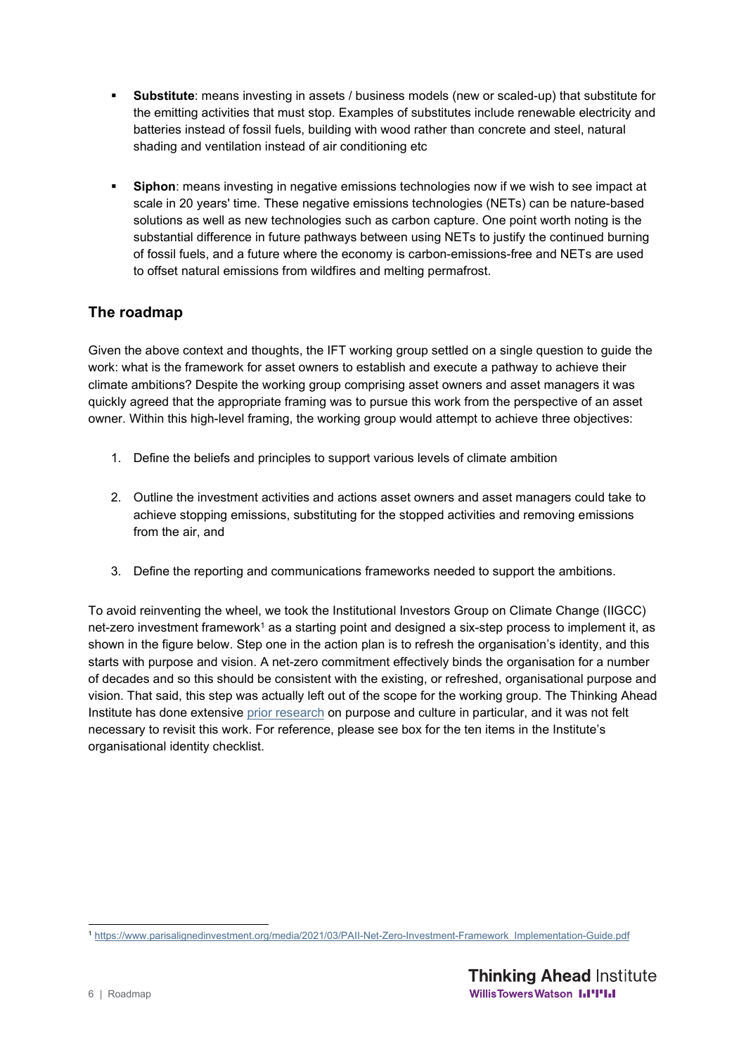- **Substitute**: means investing in assets / business models (new or scaled-up) that substitute for the emitting activities that must stop. Examples of substitutes include renewable electricity and batteries instead of fossil fuels, building with wood rather than concrete and steel, natural shading and ventilation instead of air conditioning etc

- **Siphon**: means investing in negative emissions technologies now if we wish to see impact at scale in 20 years' time. These negative emissions technologies (NETs) can be nature-based solutions as well as new technologies such as carbon capture. One point worth noting is the substantial difference in future pathways between using NETs to justify the continued burning of fossil fuels, and a future where the economy is carbon-emissions-free and NETs are used to offset natural emissions from wildfires and melting permafrost.

## The roadmap

Given the above context and thoughts, the IFT working group settled on a single question to guide the work: what is the framework for asset owners to establish and execute a pathway to achieve their climate ambitions? Despite the working group comprising asset owners and asset managers it was quickly agreed that the appropriate framing was to pursue this work from the perspective of an asset owner. Within this high-level framing, the working group would attempt to achieve three objectives:

1. Define the beliefs and principles to support various levels of climate ambition

2. Outline the investment activities and actions asset owners and asset managers could take to achieve stopping emissions, substituting for the stopped activities and removing emissions from the air, and

3. Define the reporting and communications frameworks needed to support the ambitions.

To avoid reinventing the wheel, we took the Institutional Investors Group on Climate Change (IIGCC) net-zero investment framework[1] as a starting point and designed a six-step process to implement it, as shown in the figure below. Step one in the action plan is to refresh the organisation's identity, and this starts with purpose and vision. A net-zero commitment effectively binds the organisation for a number of decades and so this should be consistent with the existing, or refreshed, organisational purpose and vision. That said, this step was actually left out of the scope for the working group. The Thinking Ahead Institute has done extensive prior research on purpose and culture in particular, and it was not felt necessary to revisit this work. For reference, please see box for the ten items in the Institute's organisational identity checklist.

[1] https://www.parisalignedinvestment.org/media/2021/03/PAII-Net-Zero-Investment-Framework_Implementation-Guide.pdf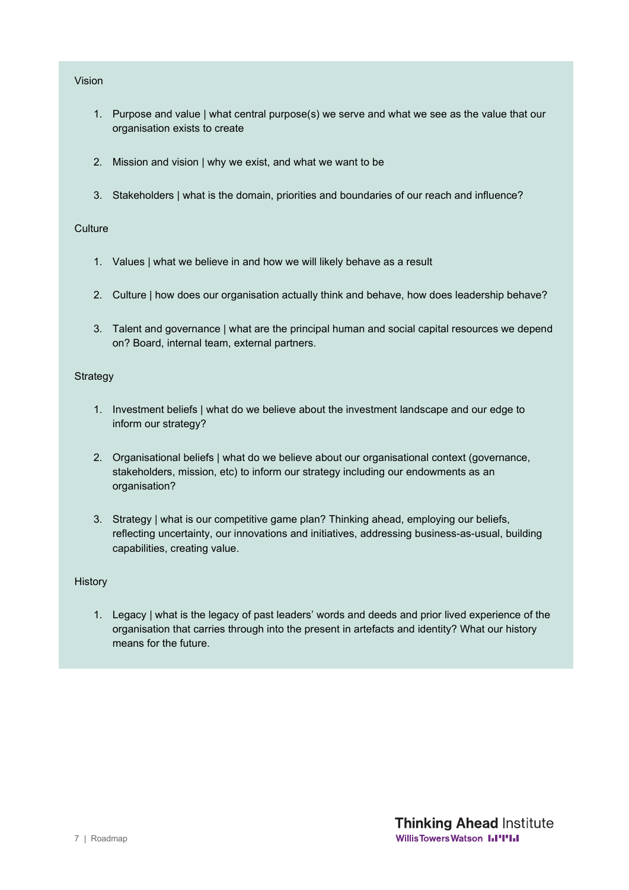Vision

1. Purpose and value | what central purpose(s) we serve and what we see as the value that our organisation exists to create

2. Mission and vision | why we exist, and what we want to be

3. Stakeholders | what is the domain, priorities and boundaries of our reach and influence?

Culture

1. Values | what we believe in and how we will likely behave as a result

2. Culture | how does our organisation actually think and behave, how does leadership behave?

3. Talent and governance | what are the principal human and social capital resources we depend on? Board, internal team, external partners.

Strategy

1. Investment beliefs | what do we believe about the investment landscape and our edge to inform our strategy?

2. Organisational beliefs | what do we believe about our organisational context (governance, stakeholders, mission, etc) to inform our strategy including our endowments as an organisation?

3. Strategy | what is our competitive game plan? Thinking ahead, employing our beliefs, reflecting uncertainty, our innovations and initiatives, addressing business-as-usual, building capabilities, creating value.

History

1. Legacy | what is the legacy of past leaders' words and deeds and prior lived experience of the organisation that carries through into the present in artefacts and identity? What our history means for the future.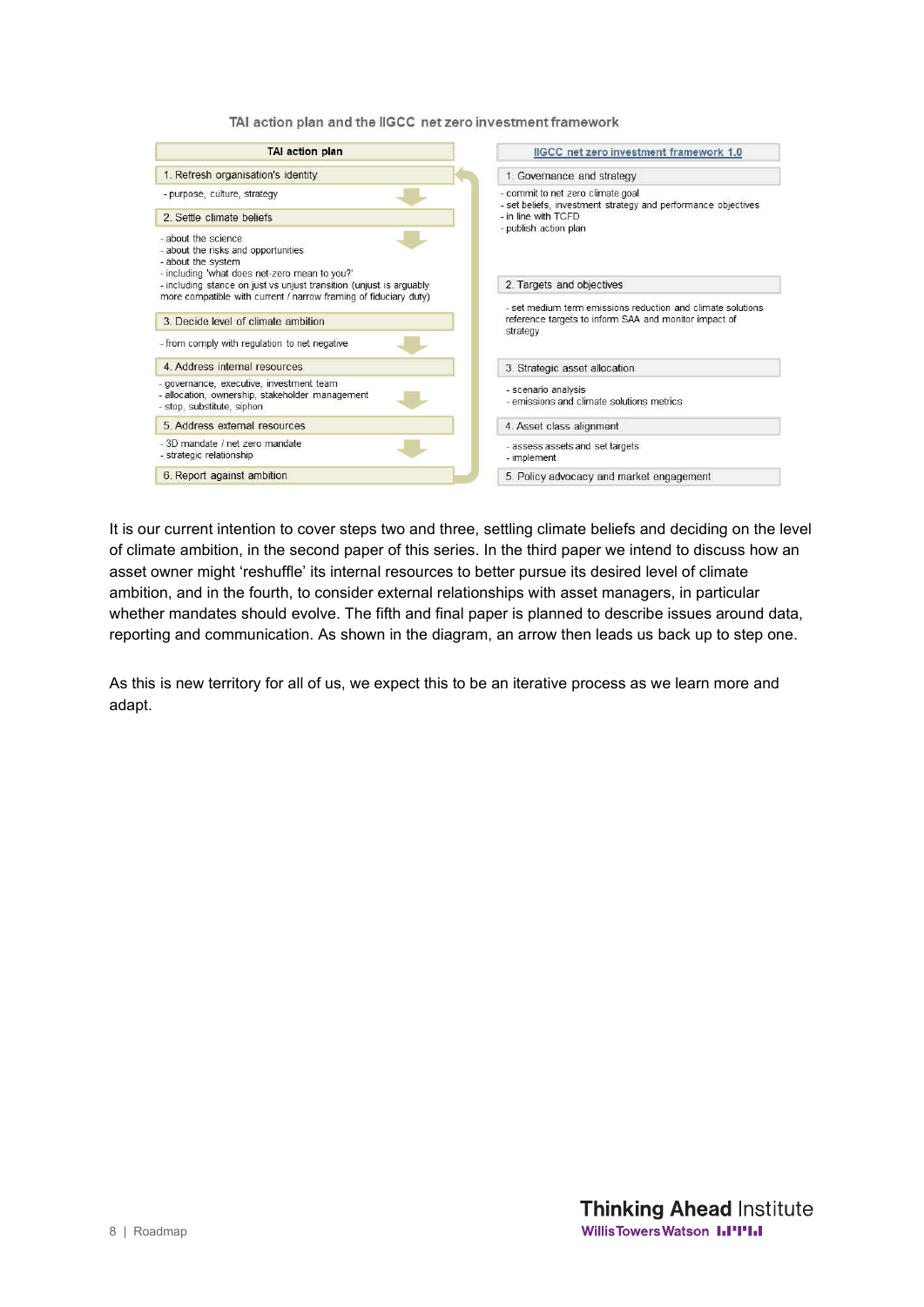**TAI action plan and the IIGCC net zero investment framework**

| TAI action plan | IIGCC net zero investment framework 1.0 |
| --- | --- |
| 1. Refresh organisation's identity<br>- purpose, culture, strategy | 1. Governance and strategy<br>- commit to net zero climate goal<br>- set beliefs, investment strategy and performance objectives<br>- in line with TCFD<br>- publish action plan |
| 2. Settle climate beliefs<br>- about the science<br>- about the risks and opportunities<br>- about the system<br>- including 'what does net-zero mean to you?'<br>- including stance on just vs unjust transition (unjust is arguably more compatible with current / narrow framing of fiduciary duty) | 2. Targets and objectives<br>- set medium term emissions reduction and climate solutions reference targets to inform SAA and monitor impact of strategy |
| 3. Decide level of climate ambition<br>- from comply with regulation to net negative | 3. Strategic asset allocation<br>- scenario analysis<br>- emissions and climate solutions metrics |
| 4. Address internal resources<br>- governance, executive, investment team<br>- allocation, ownership, stakeholder management<br>- stop, substitute, siphon | 4. Asset class alignment<br>- assess assets and set targets<br>- implement |
| 5. Address external resources<br>- 3D mandate / net zero mandate<br>- strategic relationship | 5. Policy advocacy and market engagement |
| 6. Report against ambition | |

It is our current intention to cover steps two and three, settling climate beliefs and deciding on the level of climate ambition, in the second paper of this series. In the third paper we intend to discuss how an asset owner might 'reshuffle' its internal resources to better pursue its desired level of climate ambition, and in the fourth, to consider external relationships with asset managers, in particular whether mandates should evolve. The fifth and final paper is planned to describe issues around data, reporting and communication. As shown in the diagram, an arrow then leads us back up to step one.

As this is new territory for all of us, we expect this to be an iterative process as we learn more and adapt.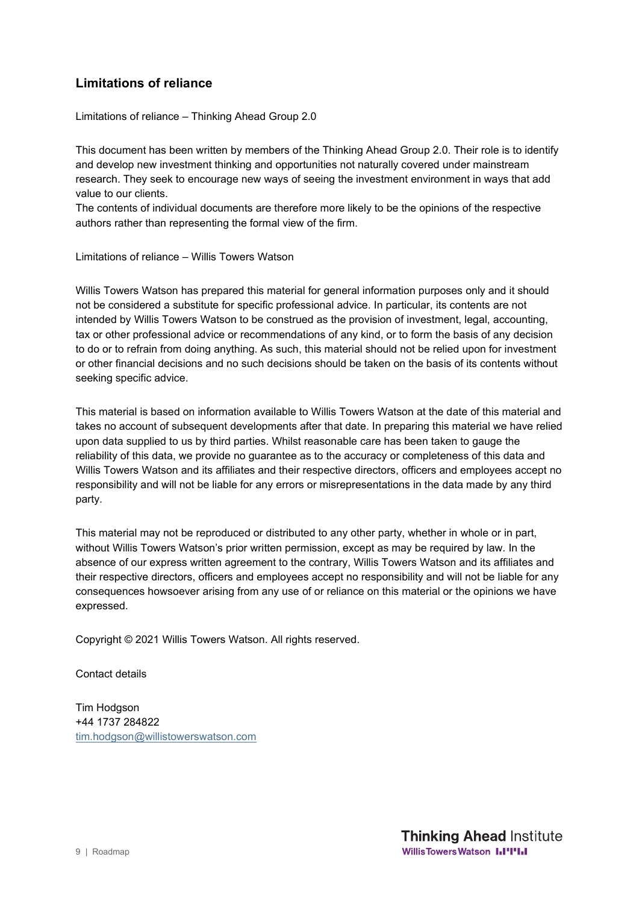## Limitations of reliance

Limitations of reliance – Thinking Ahead Group 2.0

This document has been written by members of the Thinking Ahead Group 2.0. Their role is to identify and develop new investment thinking and opportunities not naturally covered under mainstream research. They seek to encourage new ways of seeing the investment environment in ways that add value to our clients.
The contents of individual documents are therefore more likely to be the opinions of the respective authors rather than representing the formal view of the firm.

Limitations of reliance – Willis Towers Watson

Willis Towers Watson has prepared this material for general information purposes only and it should not be considered a substitute for specific professional advice. In particular, its contents are not intended by Willis Towers Watson to be construed as the provision of investment, legal, accounting, tax or other professional advice or recommendations of any kind, or to form the basis of any decision to do or to refrain from doing anything. As such, this material should not be relied upon for investment or other financial decisions and no such decisions should be taken on the basis of its contents without seeking specific advice.

This material is based on information available to Willis Towers Watson at the date of this material and takes no account of subsequent developments after that date. In preparing this material we have relied upon data supplied to us by third parties. Whilst reasonable care has been taken to gauge the reliability of this data, we provide no guarantee as to the accuracy or completeness of this data and Willis Towers Watson and its affiliates and their respective directors, officers and employees accept no responsibility and will not be liable for any errors or misrepresentations in the data made by any third party.

This material may not be reproduced or distributed to any other party, whether in whole or in part, without Willis Towers Watson's prior written permission, except as may be required by law. In the absence of our express written agreement to the contrary, Willis Towers Watson and its affiliates and their respective directors, officers and employees accept no responsibility and will not be liable for any consequences howsoever arising from any use of or reliance on this material or the opinions we have expressed.

Copyright © 2021 Willis Towers Watson. All rights reserved.

Contact details

Tim Hodgson
+44 1737 284822
tim.hodgson@willistowerswatson.com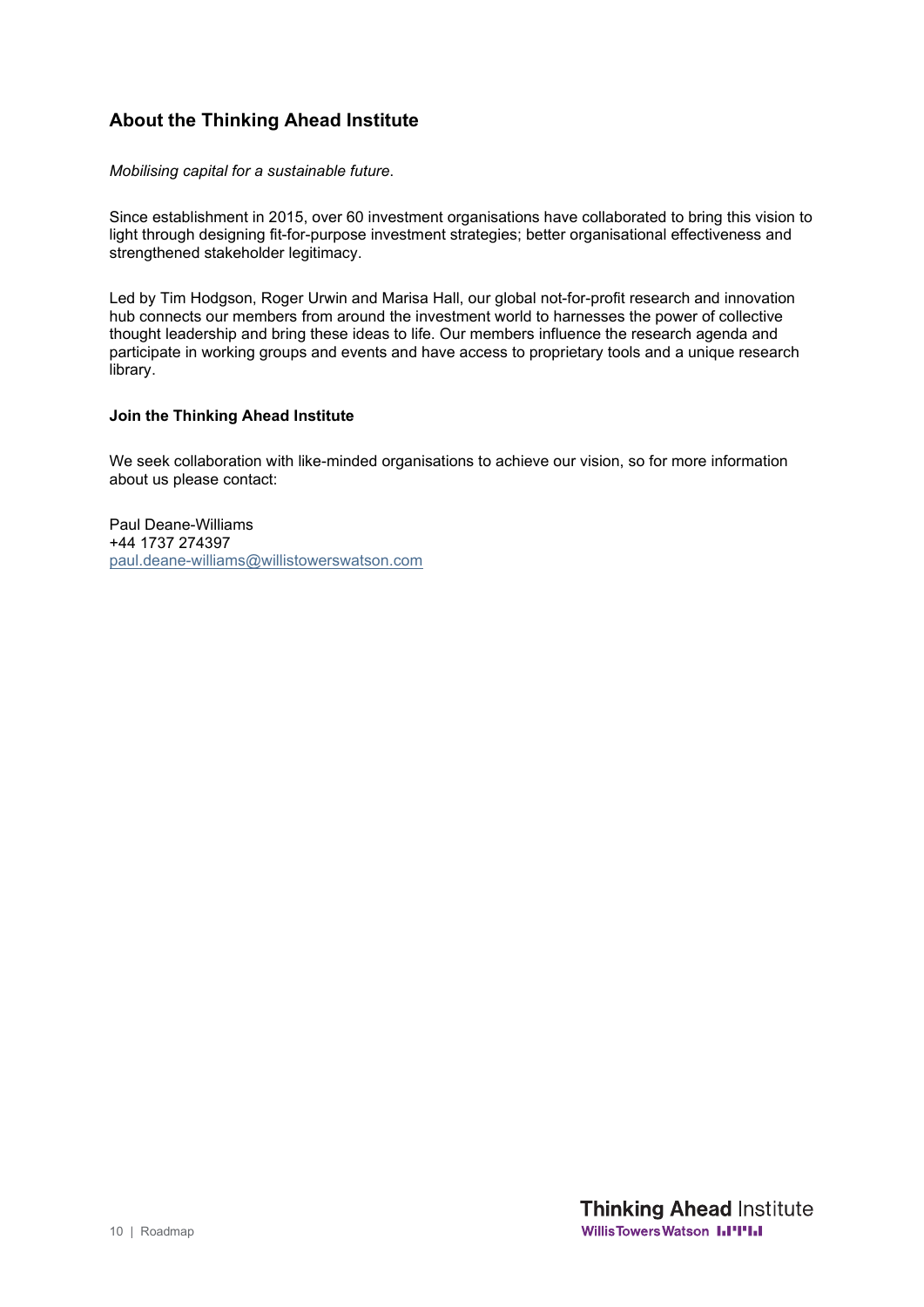## About the Thinking Ahead Institute

*Mobilising capital for a sustainable future*.

Since establishment in 2015, over 60 investment organisations have collaborated to bring this vision to light through designing fit-for-purpose investment strategies; better organisational effectiveness and strengthened stakeholder legitimacy.

Led by Tim Hodgson, Roger Urwin and Marisa Hall, our global not-for-profit research and innovation hub connects our members from around the investment world to harnesses the power of collective thought leadership and bring these ideas to life. Our members influence the research agenda and participate in working groups and events and have access to proprietary tools and a unique research library.

### Join the Thinking Ahead Institute

We seek collaboration with like-minded organisations to achieve our vision, so for more information about us please contact:

Paul Deane-Williams
+44 1737 274397
paul.deane-williams@willistowerswatson.com